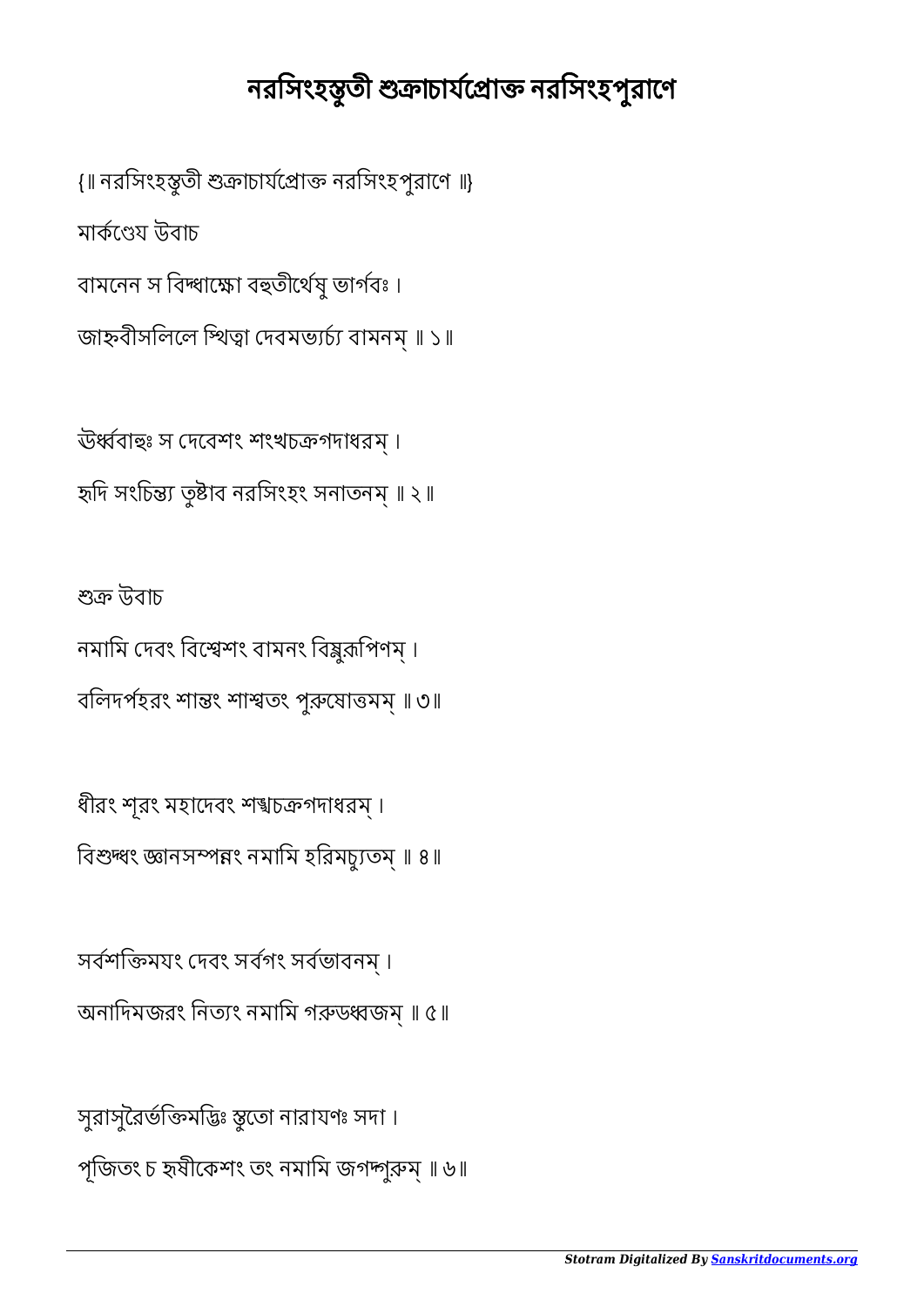# নরসিংহস্তুতী শুক্রাচার্যপ্রোক্ত নরসিংহপুরাণে

{॥ নরসিংহস্তুতী শুক্রাচার্যপ্রোক্ত নরসিংহপুরাণে ॥}

মার্কণ্ডেয় উবাচ

বামনেন স বিদ্ধাক্ষো বহুতীর্থেষু ভার্গবঃ ।

জাহ্নবীসলিলে স্থিত্বা দেবমভ্যর্চ্য বামনম্ ॥ ১॥

ঊর্ধ্ববাহুঃ স দেবেশং শংখচক্রগদাধরম্ ।

হৃদি সংচিন্ত্য তুষ্টাব নরসিংহং সনাতনম্ ॥ ২॥

শুক্র উবাচ

নমামি দেবং বিশ্বেশং বামনং বিষ্ণুরূপিণম্ ।

বলিদর্পহরং শান্তং শাশ্বতং পুরুষোত্তমম্ ॥ ৩॥

ধীরং শূরং মহাদেবং শঙ্খচক্রগদাধরম্ ।

বিশুদ্ধং জ্ঞানসম্পন্নং নমামি হরিমচ্যুতম্ ॥ ৪॥

সর্বশক্তিময়ং দেবং সর্বগং সর্বভাবনম্ ।

অনাদিমজরং নিত্যং নমামি গরুডধ্বজম্ ॥ ৫॥

সুরাসুরৈর্ভক্তিমদ্ভিঃ স্তুতো নারায়ণঃ সদা ।

পূজিতং চ হৃষীকেশং তং নমামি জগদ্গুরুম্ ॥ ৬॥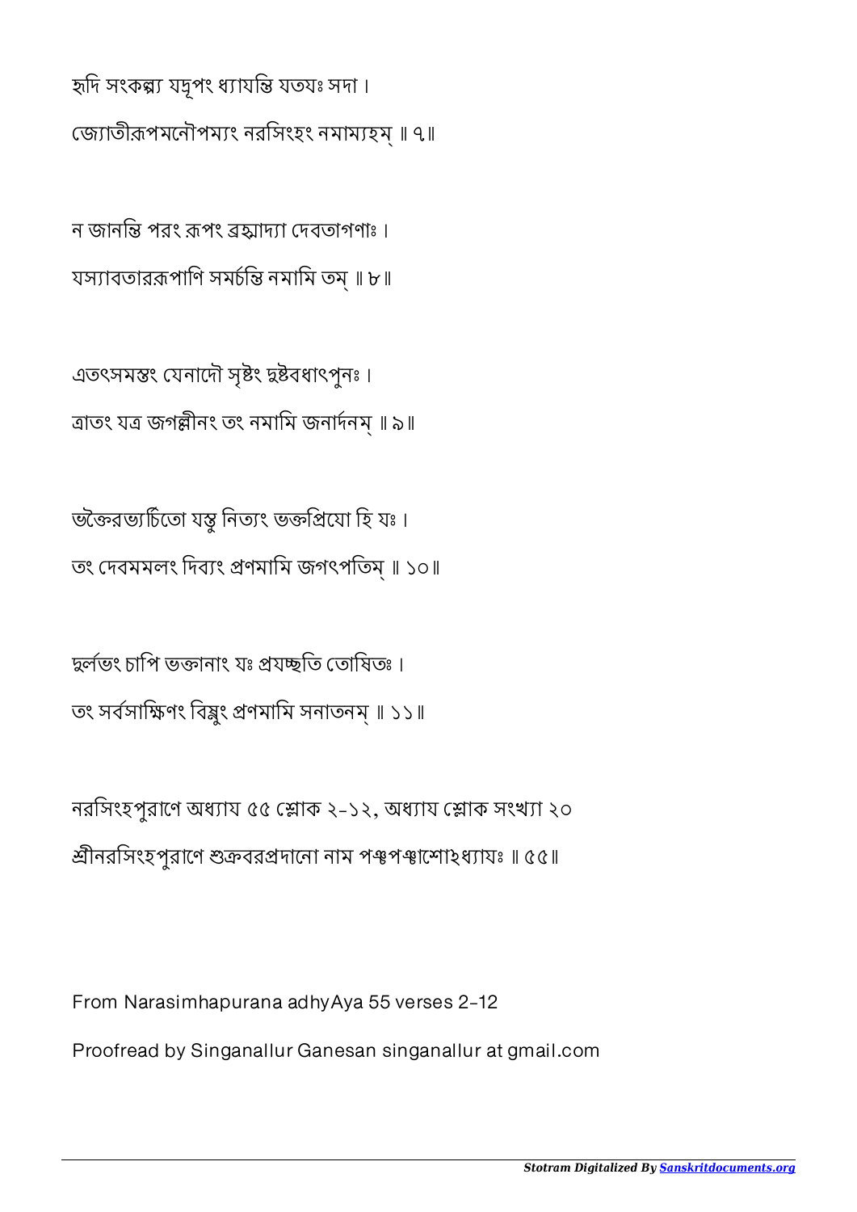হৃদি সংকল্প্য যদ্রূপং ধ্যায়ন্তি যতয়ঃ সদা ।
জ্যোতীরূপমনৌপম্যং নরসিংহং নমাম্যহম্ ॥ ৭॥

ন জানন্তি পরং রূপং ব্রহ্মাদ্যা দেবতাগণাঃ ।
যস্যাবতাররূপাণি সমর্চন্তি নমামি তম্ ॥ ৮॥

এতৎসমস্তং যেনাদৌ সৃষ্টং দুষ্টবধাৎপুনঃ ।
ত্রাতং যত্র জগল্লীনং তং নমামি জনার্দনম্ ॥ ৯॥

ভক্তৈরভ্যর্চিতো যস্তু নিত্যং ভক্তপ্রিয়ো হি যঃ ।
তং দেবমমলং দিব্যং প্রণমামি জগৎপতিম্ ॥ ১০॥

দুর্লভং চাপি ভক্তানাং যঃ প্রযচ্ছতি তোষিতঃ ।
তং সর্বসাক্ষিণং বিষ্ণুং প্রণমামি সনাতনম্ ॥ ১১॥

নরসিংহপুরাণে অধ্যায ৫৫ শ্লোক ২-১২, অধ্যায শ্লোক সংখ্যা ২০
শ্রীনরসিংহপুরাণে শুক্রবরপ্রদানো নাম পঞ্চপঞ্চাশোঽধ্যায়ঃ ॥ ৫৫॥

From Narasimhapurana adhyAya 55 verses 2-12

Proofread by Singanallur Ganesan singanallur at gmail.com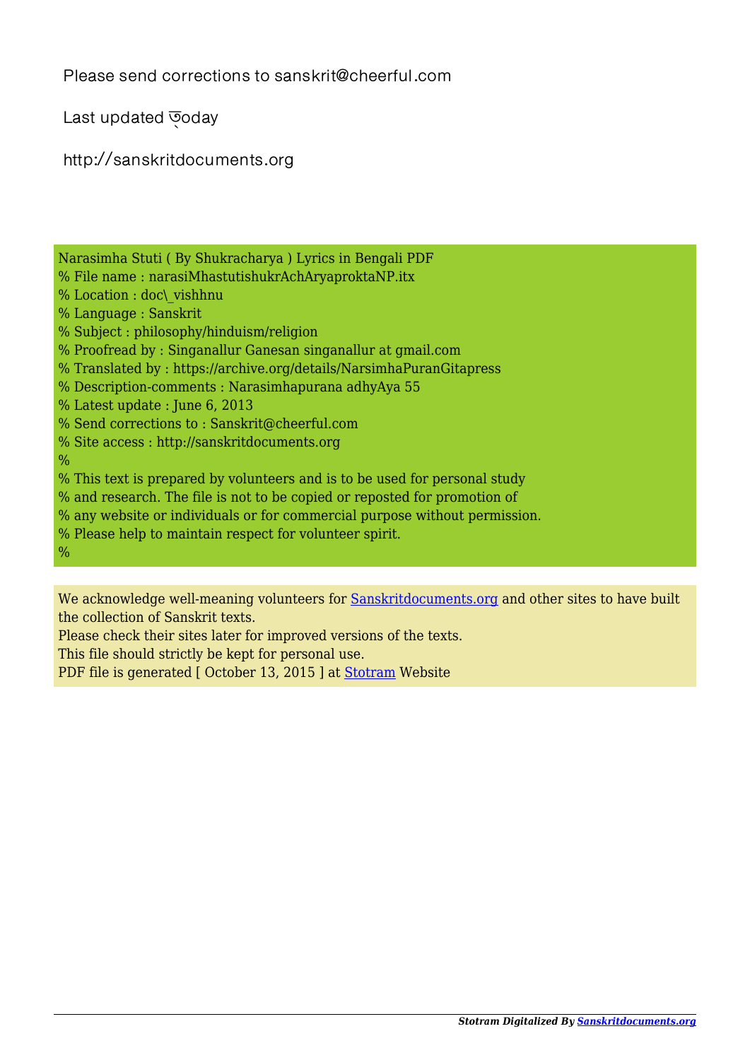Please send corrections to sanskrit@cheerful.com

Last updated ত্oday

http://sanskritdocuments.org

Narasimha Stuti ( By Shukracharya ) Lyrics in Bengali PDF
% File name : narasiMhastutishukrAchAryaproktaNP.itx
% Location : doc\_vishhnu
% Language : Sanskrit
% Subject : philosophy/hinduism/religion
% Proofread by : Singanallur Ganesan singanallur at gmail.com
% Translated by : https://archive.org/details/NarsimhaPuranGitapress
% Description-comments : Narasimhapurana adhyAya 55
% Latest update : June 6, 2013
% Send corrections to : Sanskrit@cheerful.com
% Site access : http://sanskritdocuments.org
%
% This text is prepared by volunteers and is to be used for personal study
% and research. The file is not to be copied or reposted for promotion of
% any website or individuals or for commercial purpose without permission.
% Please help to maintain respect for volunteer spirit.
%

We acknowledge well-meaning volunteers for [Sanskritdocuments.org](http://sanskritdocuments.org) and other sites to have built the collection of Sanskrit texts.
Please check their sites later for improved versions of the texts.
This file should strictly be kept for personal use.
PDF file is generated [ October 13, 2015 ] at Stotram Website